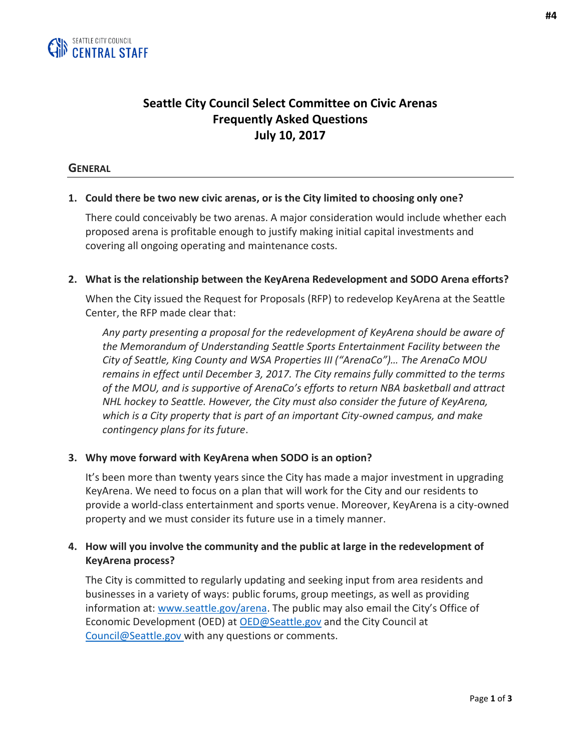SEATTLE CITY COUNCIL
CENTRAL STAFF

# Seattle City Council Select Committee on Civic Arenas
# Frequently Asked Questions
# July 10, 2017

## GENERAL

**1. Could there be two new civic arenas, or is the City limited to choosing only one?**

There could conceivably be two arenas. A major consideration would include whether each proposed arena is profitable enough to justify making initial capital investments and covering all ongoing operating and maintenance costs.

**2. What is the relationship between the KeyArena Redevelopment and SODO Arena efforts?**

When the City issued the Request for Proposals (RFP) to redevelop KeyArena at the Seattle Center, the RFP made clear that:

> *Any party presenting a proposal for the redevelopment of KeyArena should be aware of the Memorandum of Understanding Seattle Sports Entertainment Facility between the City of Seattle, King County and WSA Properties III ("ArenaCo")… The ArenaCo MOU remains in effect until December 3, 2017. The City remains fully committed to the terms of the MOU, and is supportive of ArenaCo's efforts to return NBA basketball and attract NHL hockey to Seattle. However, the City must also consider the future of KeyArena, which is a City property that is part of an important City-owned campus, and make contingency plans for its future*.

**3. Why move forward with KeyArena when SODO is an option?**

It's been more than twenty years since the City has made a major investment in upgrading KeyArena. We need to focus on a plan that will work for the City and our residents to provide a world-class entertainment and sports venue. Moreover, KeyArena is a city-owned property and we must consider its future use in a timely manner.

**4. How will you involve the community and the public at large in the redevelopment of KeyArena process?**

The City is committed to regularly updating and seeking input from area residents and businesses in a variety of ways: public forums, group meetings, as well as providing information at: www.seattle.gov/arena. The public may also email the City's Office of Economic Development (OED) at OED@Seattle.gov and the City Council at Council@Seattle.gov with any questions or comments.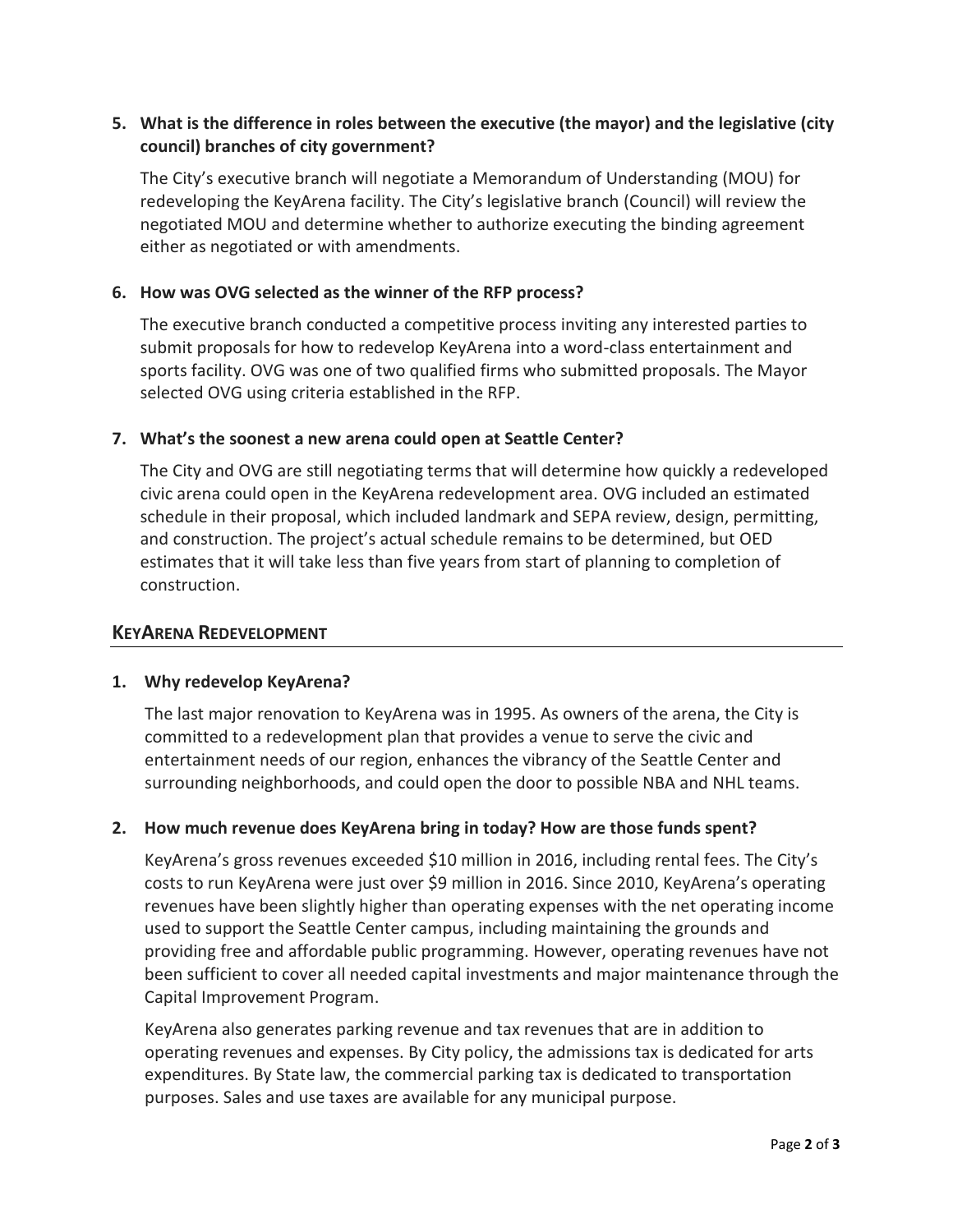5. **What is the difference in roles between the executive (the mayor) and the legislative (city council) branches of city government?**

   The City's executive branch will negotiate a Memorandum of Understanding (MOU) for redeveloping the KeyArena facility. The City's legislative branch (Council) will review the negotiated MOU and determine whether to authorize executing the binding agreement either as negotiated or with amendments.

6. **How was OVG selected as the winner of the RFP process?**

   The executive branch conducted a competitive process inviting any interested parties to submit proposals for how to redevelop KeyArena into a word-class entertainment and sports facility. OVG was one of two qualified firms who submitted proposals. The Mayor selected OVG using criteria established in the RFP.

7. **What's the soonest a new arena could open at Seattle Center?**

   The City and OVG are still negotiating terms that will determine how quickly a redeveloped civic arena could open in the KeyArena redevelopment area. OVG included an estimated schedule in their proposal, which included landmark and SEPA review, design, permitting, and construction. The project's actual schedule remains to be determined, but OED estimates that it will take less than five years from start of planning to completion of construction.

## KeyArena Redevelopment

1. **Why redevelop KeyArena?**

   The last major renovation to KeyArena was in 1995. As owners of the arena, the City is committed to a redevelopment plan that provides a venue to serve the civic and entertainment needs of our region, enhances the vibrancy of the Seattle Center and surrounding neighborhoods, and could open the door to possible NBA and NHL teams.

2. **How much revenue does KeyArena bring in today? How are those funds spent?**

   KeyArena's gross revenues exceeded $10 million in 2016, including rental fees. The City's costs to run KeyArena were just over $9 million in 2016. Since 2010, KeyArena's operating revenues have been slightly higher than operating expenses with the net operating income used to support the Seattle Center campus, including maintaining the grounds and providing free and affordable public programming. However, operating revenues have not been sufficient to cover all needed capital investments and major maintenance through the Capital Improvement Program.

   KeyArena also generates parking revenue and tax revenues that are in addition to operating revenues and expenses. By City policy, the admissions tax is dedicated for arts expenditures. By State law, the commercial parking tax is dedicated to transportation purposes. Sales and use taxes are available for any municipal purpose.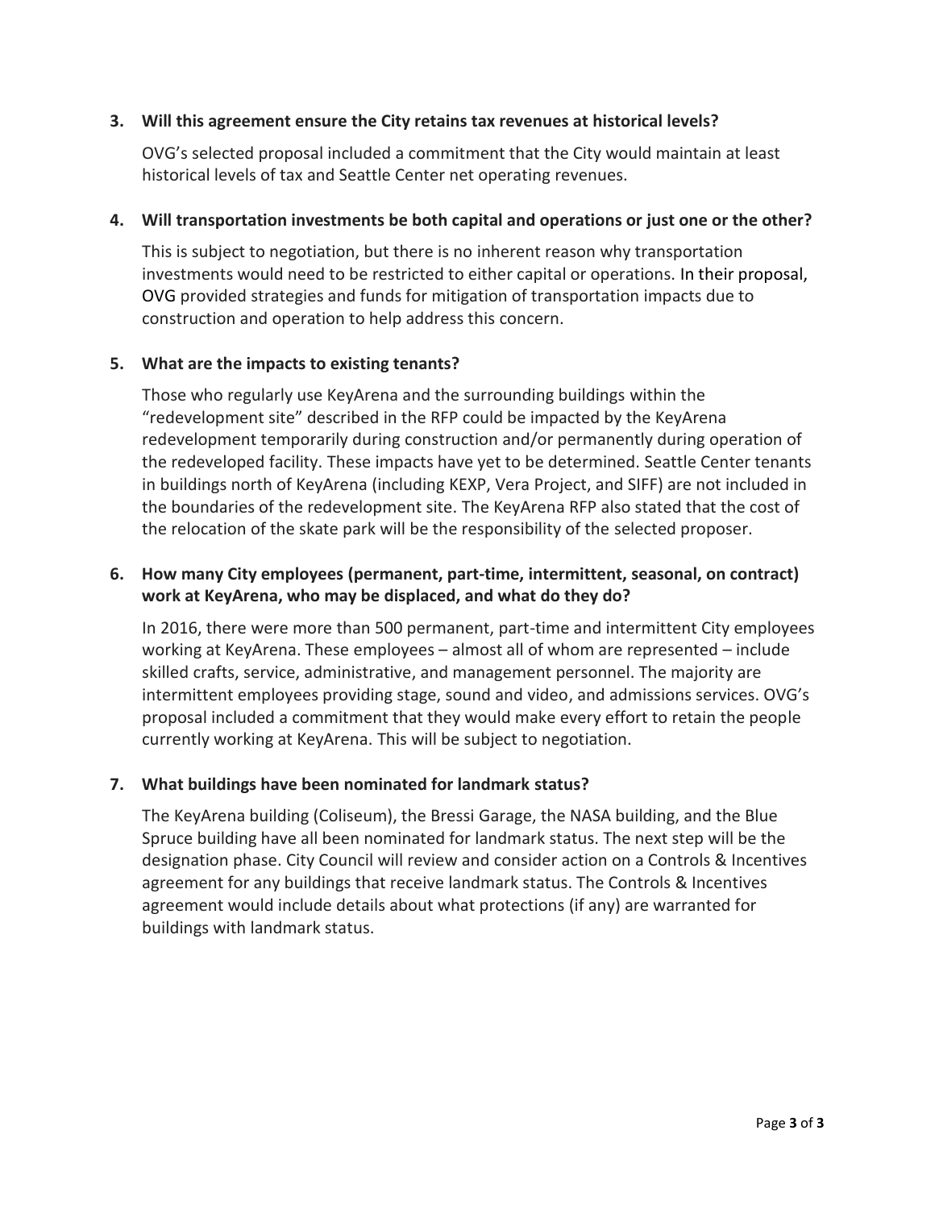3. **Will this agreement ensure the City retains tax revenues at historical levels?**

   OVG's selected proposal included a commitment that the City would maintain at least historical levels of tax and Seattle Center net operating revenues.

4. **Will transportation investments be both capital and operations or just one or the other?**

   This is subject to negotiation, but there is no inherent reason why transportation investments would need to be restricted to either capital or operations. In their proposal, OVG provided strategies and funds for mitigation of transportation impacts due to construction and operation to help address this concern.

5. **What are the impacts to existing tenants?**

   Those who regularly use KeyArena and the surrounding buildings within the "redevelopment site" described in the RFP could be impacted by the KeyArena redevelopment temporarily during construction and/or permanently during operation of the redeveloped facility. These impacts have yet to be determined. Seattle Center tenants in buildings north of KeyArena (including KEXP, Vera Project, and SIFF) are not included in the boundaries of the redevelopment site. The KeyArena RFP also stated that the cost of the relocation of the skate park will be the responsibility of the selected proposer.

6. **How many City employees (permanent, part-time, intermittent, seasonal, on contract) work at KeyArena, who may be displaced, and what do they do?**

   In 2016, there were more than 500 permanent, part-time and intermittent City employees working at KeyArena. These employees – almost all of whom are represented – include skilled crafts, service, administrative, and management personnel. The majority are intermittent employees providing stage, sound and video, and admissions services. OVG's proposal included a commitment that they would make every effort to retain the people currently working at KeyArena. This will be subject to negotiation.

7. **What buildings have been nominated for landmark status?**

   The KeyArena building (Coliseum), the Bressi Garage, the NASA building, and the Blue Spruce building have all been nominated for landmark status. The next step will be the designation phase. City Council will review and consider action on a Controls & Incentives agreement for any buildings that receive landmark status. The Controls & Incentives agreement would include details about what protections (if any) are warranted for buildings with landmark status.